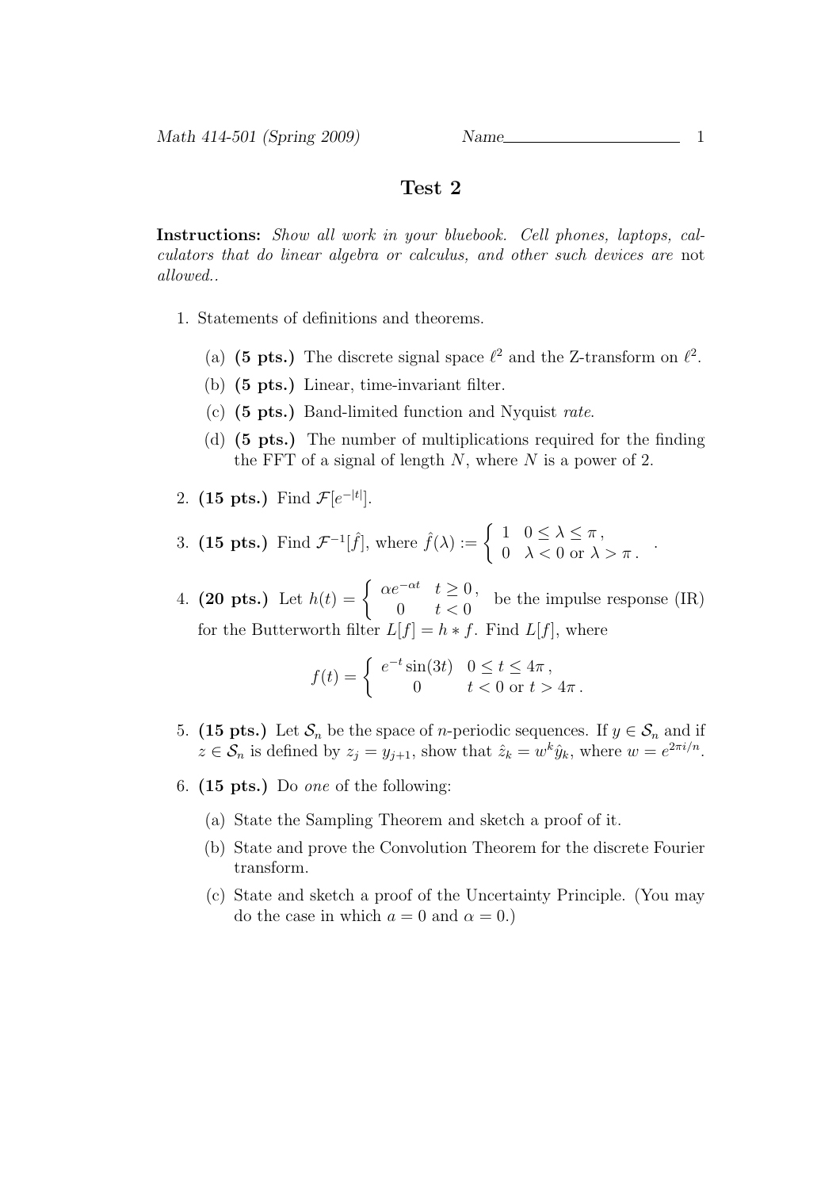Name\_\_\_\_\_\_\_\_\_\_\_\_\_\_\_\_\_\_\_\_

# Test 2

**Instructions:** *Show all work in your bluebook. Cell phones, laptops, calculators that do linear algebra or calculus, and other such devices are* not *allowed..*

1. Statements of definitions and theorems.

   (a) **(5 pts.)** The discrete signal space $\ell^2$ and the Z-transform on $\ell^2$.

   (b) **(5 pts.)** Linear, time-invariant filter.

   (c) **(5 pts.)** Band-limited function and Nyquist *rate*.

   (d) **(5 pts.)** The number of multiplications required for the finding the FFT of a signal of length $N$, where $N$ is a power of 2.

2. **(15 pts.)** Find $\mathcal{F}[e^{-|t|}]$.

3. **(15 pts.)** Find $\mathcal{F}^{-1}[\hat{f}]$, where $\hat{f}(\lambda) := \begin{cases} 1 & 0 \le \lambda \le \pi\,, \\ 0 & \lambda < 0 \text{ or } \lambda > \pi\,. \end{cases}$.

4. **(20 pts.)** Let $h(t) = \begin{cases} \alpha e^{-\alpha t} & t \ge 0\,, \\ 0 & t < 0 \end{cases}$ be the impulse response (IR) for the Butterworth filter $L[f] = h * f$. Find $L[f]$, where

$$f(t) = \begin{cases} e^{-t}\sin(3t) & 0 \le t \le 4\pi\,, \\ 0 & t < 0 \text{ or } t > 4\pi\,. \end{cases}$$

5. **(15 pts.)** Let $\mathcal{S}_n$ be the space of $n$-periodic sequences. If $y \in \mathcal{S}_n$ and if $z \in \mathcal{S}_n$ is defined by $z_j = y_{j+1}$, show that $\hat{z}_k = w^k \hat{y}_k$, where $w = e^{2\pi i/n}$.

6. **(15 pts.)** Do *one* of the following:

   (a) State the Sampling Theorem and sketch a proof of it.

   (b) State and prove the Convolution Theorem for the discrete Fourier transform.

   (c) State and sketch a proof of the Uncertainty Principle. (You may do the case in which $a = 0$ and $\alpha = 0$.)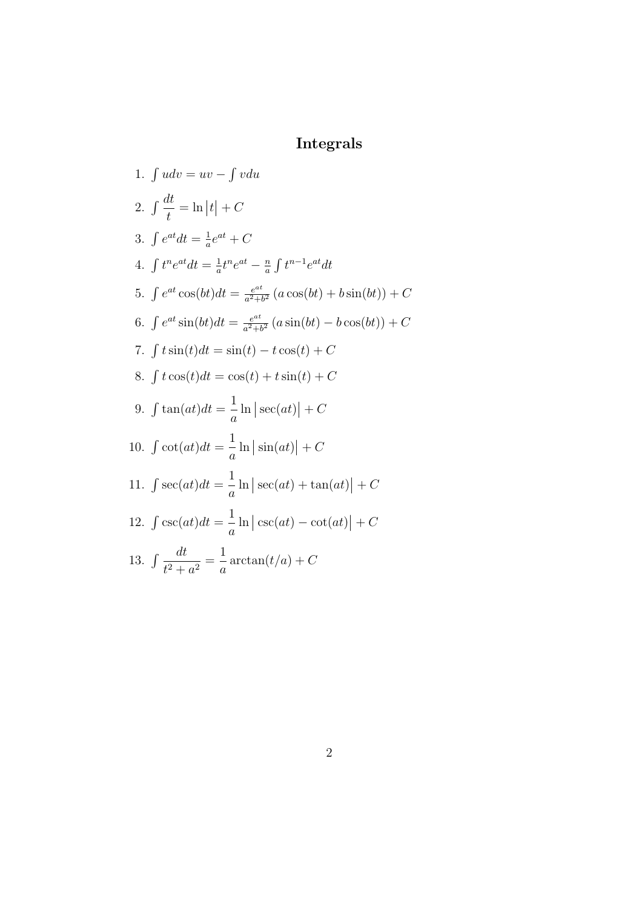# Integrals

1. $\int u dv = uv - \int v du$
2. $\int \dfrac{dt}{t} = \ln\left|t\right| + C$
3. $\int e^{at} dt = \frac{1}{a} e^{at} + C$
4. $\int t^n e^{at} dt = \frac{1}{a} t^n e^{at} - \frac{n}{a} \int t^{n-1} e^{at} dt$
5. $\int e^{at} \cos(bt) dt = \frac{e^{at}}{a^2+b^2} \left(a\cos(bt) + b\sin(bt)\right) + C$
6. $\int e^{at} \sin(bt) dt = \frac{e^{at}}{a^2+b^2} \left(a\sin(bt) - b\cos(bt)\right) + C$
7. $\int t\sin(t) dt = \sin(t) - t\cos(t) + C$
8. $\int t\cos(t) dt = \cos(t) + t\sin(t) + C$
9. $\int \tan(at) dt = \dfrac{1}{a} \ln\left|\sec(at)\right| + C$
10. $\int \cot(at) dt = \dfrac{1}{a} \ln\left|\sin(at)\right| + C$
11. $\int \sec(at) dt = \dfrac{1}{a} \ln\left|\sec(at) + \tan(at)\right| + C$
12. $\int \csc(at) dt = \dfrac{1}{a} \ln\left|\csc(at) - \cot(at)\right| + C$
13. $\int \dfrac{dt}{t^2 + a^2} = \dfrac{1}{a} \arctan(t/a) + C$